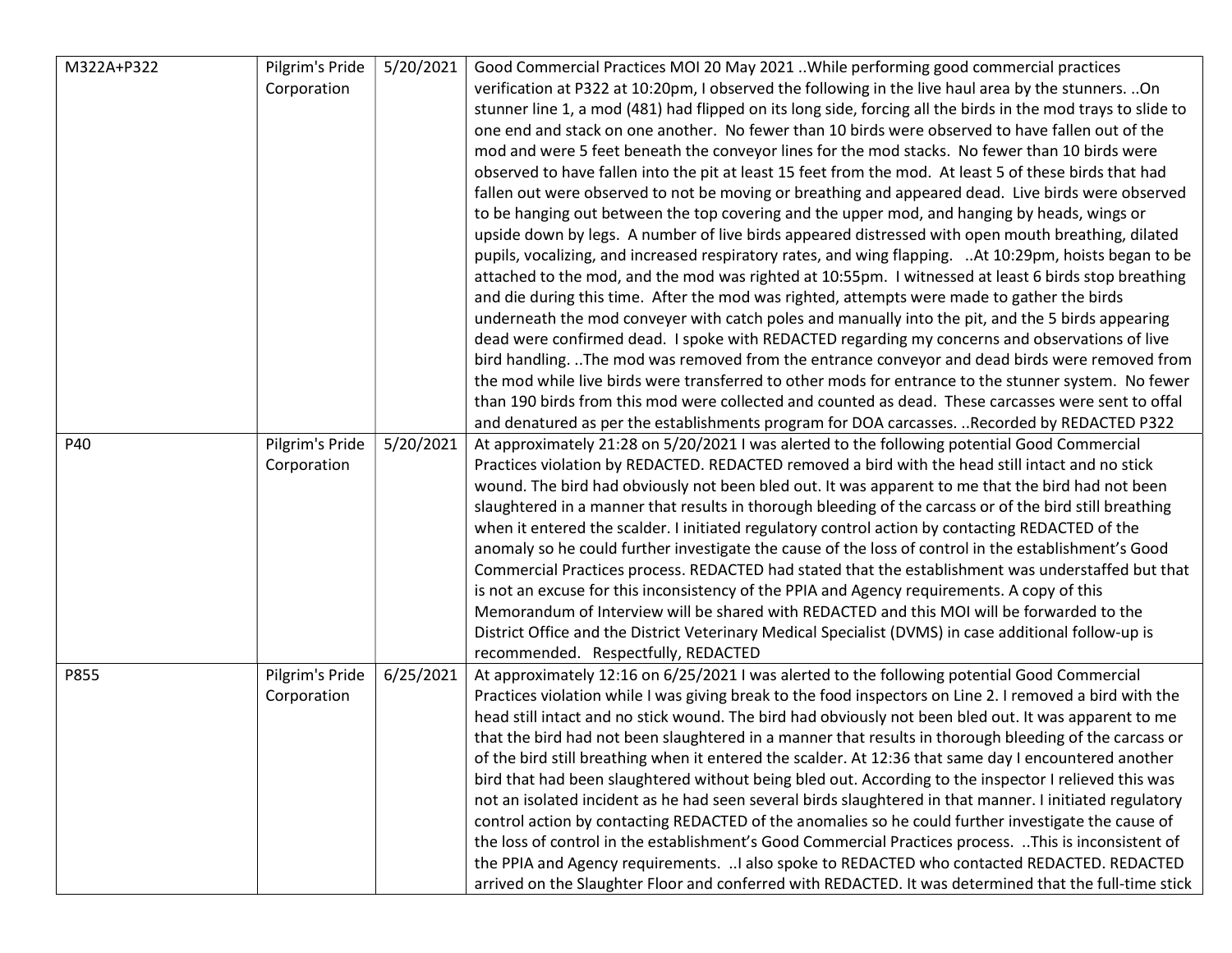| | | | |
|---|---|---|---|
| M322A+P322 | Pilgrim's Pride Corporation | 5/20/2021 | Good Commercial Practices MOI 20 May 2021 ..While performing good commercial practices verification at P322 at 10:20pm, I observed the following in the live haul area by the stunners. ..On stunner line 1, a mod (481) had flipped on its long side, forcing all the birds in the mod trays to slide to one end and stack on one another. No fewer than 10 birds were observed to have fallen out of the mod and were 5 feet beneath the conveyor lines for the mod stacks. No fewer than 10 birds were observed to have fallen into the pit at least 15 feet from the mod. At least 5 of these birds that had fallen out were observed to not be moving or breathing and appeared dead. Live birds were observed to be hanging out between the top covering and the upper mod, and hanging by heads, wings or upside down by legs. A number of live birds appeared distressed with open mouth breathing, dilated pupils, vocalizing, and increased respiratory rates, and wing flapping. ..At 10:29pm, hoists began to be attached to the mod, and the mod was righted at 10:55pm. I witnessed at least 6 birds stop breathing and die during this time. After the mod was righted, attempts were made to gather the birds underneath the mod conveyer with catch poles and manually into the pit, and the 5 birds appearing dead were confirmed dead. I spoke with REDACTED regarding my concerns and observations of live bird handling. ..The mod was removed from the entrance conveyor and dead birds were removed from the mod while live birds were transferred to other mods for entrance to the stunner system. No fewer than 190 birds from this mod were collected and counted as dead. These carcasses were sent to offal and denatured as per the establishments program for DOA carcasses. ..Recorded by REDACTED P322 |
| P40 | Pilgrim's Pride Corporation | 5/20/2021 | At approximately 21:28 on 5/20/2021 I was alerted to the following potential Good Commercial Practices violation by REDACTED. REDACTED removed a bird with the head still intact and no stick wound. The bird had obviously not been bled out. It was apparent to me that the bird had not been slaughtered in a manner that results in thorough bleeding of the carcass or of the bird still breathing when it entered the scalder. I initiated regulatory control action by contacting REDACTED of the anomaly so he could further investigate the cause of the loss of control in the establishment's Good Commercial Practices process. REDACTED had stated that the establishment was understaffed but that is not an excuse for this inconsistency of the PPIA and Agency requirements. A copy of this Memorandum of Interview will be shared with REDACTED and this MOI will be forwarded to the District Office and the District Veterinary Medical Specialist (DVMS) in case additional follow-up is recommended. Respectfully, REDACTED |
| P855 | Pilgrim's Pride Corporation | 6/25/2021 | At approximately 12:16 on 6/25/2021 I was alerted to the following potential Good Commercial Practices violation while I was giving break to the food inspectors on Line 2. I removed a bird with the head still intact and no stick wound. The bird had obviously not been bled out. It was apparent to me that the bird had not been slaughtered in a manner that results in thorough bleeding of the carcass or of the bird still breathing when it entered the scalder. At 12:36 that same day I encountered another bird that had been slaughtered without being bled out. According to the inspector I relieved this was not an isolated incident as he had seen several birds slaughtered in that manner. I initiated regulatory control action by contacting REDACTED of the anomalies so he could further investigate the cause of the loss of control in the establishment's Good Commercial Practices process. ..This is inconsistent of the PPIA and Agency requirements. ..I also spoke to REDACTED who contacted REDACTED. REDACTED arrived on the Slaughter Floor and conferred with REDACTED. It was determined that the full-time stick |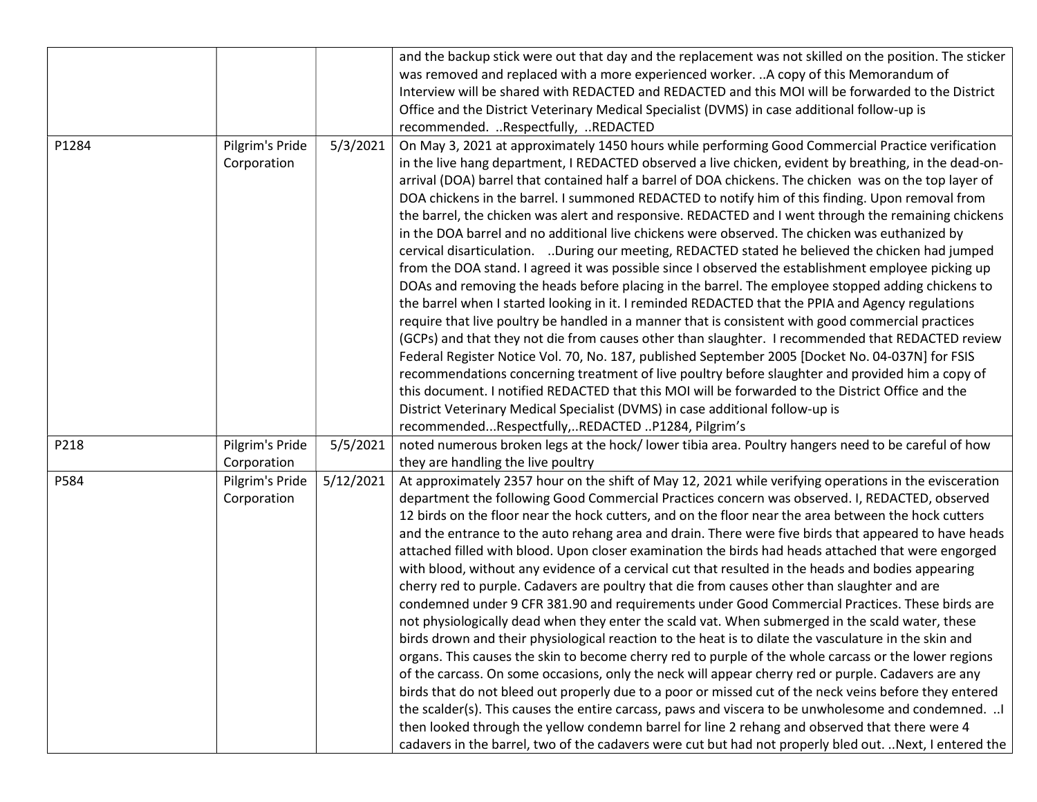| | | | |
|---|---|---|---|
| | | | and the backup stick were out that day and the replacement was not skilled on the position. The sticker was removed and replaced with a more experienced worker. ..A copy of this Memorandum of Interview will be shared with REDACTED and REDACTED and this MOI will be forwarded to the District Office and the District Veterinary Medical Specialist (DVMS) in case additional follow-up is recommended. ..Respectfully, ..REDACTED |
| P1284 | Pilgrim's Pride Corporation | 5/3/2021 | On May 3, 2021 at approximately 1450 hours while performing Good Commercial Practice verification in the live hang department, I REDACTED observed a live chicken, evident by breathing, in the dead-on-arrival (DOA) barrel that contained half a barrel of DOA chickens. The chicken was on the top layer of DOA chickens in the barrel. I summoned REDACTED to notify him of this finding. Upon removal from the barrel, the chicken was alert and responsive. REDACTED and I went through the remaining chickens in the DOA barrel and no additional live chickens were observed. The chicken was euthanized by cervical disarticulation. ..During our meeting, REDACTED stated he believed the chicken had jumped from the DOA stand. I agreed it was possible since I observed the establishment employee picking up DOAs and removing the heads before placing in the barrel. The employee stopped adding chickens to the barrel when I started looking in it. I reminded REDACTED that the PPIA and Agency regulations require that live poultry be handled in a manner that is consistent with good commercial practices (GCPs) and that they not die from causes other than slaughter. I recommended that REDACTED review Federal Register Notice Vol. 70, No. 187, published September 2005 [Docket No. 04-037N] for FSIS recommendations concerning treatment of live poultry before slaughter and provided him a copy of this document. I notified REDACTED that this MOI will be forwarded to the District Office and the District Veterinary Medical Specialist (DVMS) in case additional follow-up is recommended...Respectfully,..REDACTED ..P1284, Pilgrim's |
| P218 | Pilgrim's Pride Corporation | 5/5/2021 | noted numerous broken legs at the hock/ lower tibia area. Poultry hangers need to be careful of how they are handling the live poultry |
| P584 | Pilgrim's Pride Corporation | 5/12/2021 | At approximately 2357 hour on the shift of May 12, 2021 while verifying operations in the evisceration department the following Good Commercial Practices concern was observed. I, REDACTED, observed 12 birds on the floor near the hock cutters, and on the floor near the area between the hock cutters and the entrance to the auto rehang area and drain. There were five birds that appeared to have heads attached filled with blood. Upon closer examination the birds had heads attached that were engorged with blood, without any evidence of a cervical cut that resulted in the heads and bodies appearing cherry red to purple. Cadavers are poultry that die from causes other than slaughter and are condemned under 9 CFR 381.90 and requirements under Good Commercial Practices. These birds are not physiologically dead when they enter the scald vat. When submerged in the scald water, these birds drown and their physiological reaction to the heat is to dilate the vasculature in the skin and organs. This causes the skin to become cherry red to purple of the whole carcass or the lower regions of the carcass. On some occasions, only the neck will appear cherry red or purple. Cadavers are any birds that do not bleed out properly due to a poor or missed cut of the neck veins before they entered the scalder(s). This causes the entire carcass, paws and viscera to be unwholesome and condemned. ..I then looked through the yellow condemn barrel for line 2 rehang and observed that there were 4 cadavers in the barrel, two of the cadavers were cut but had not properly bled out. ..Next, I entered the |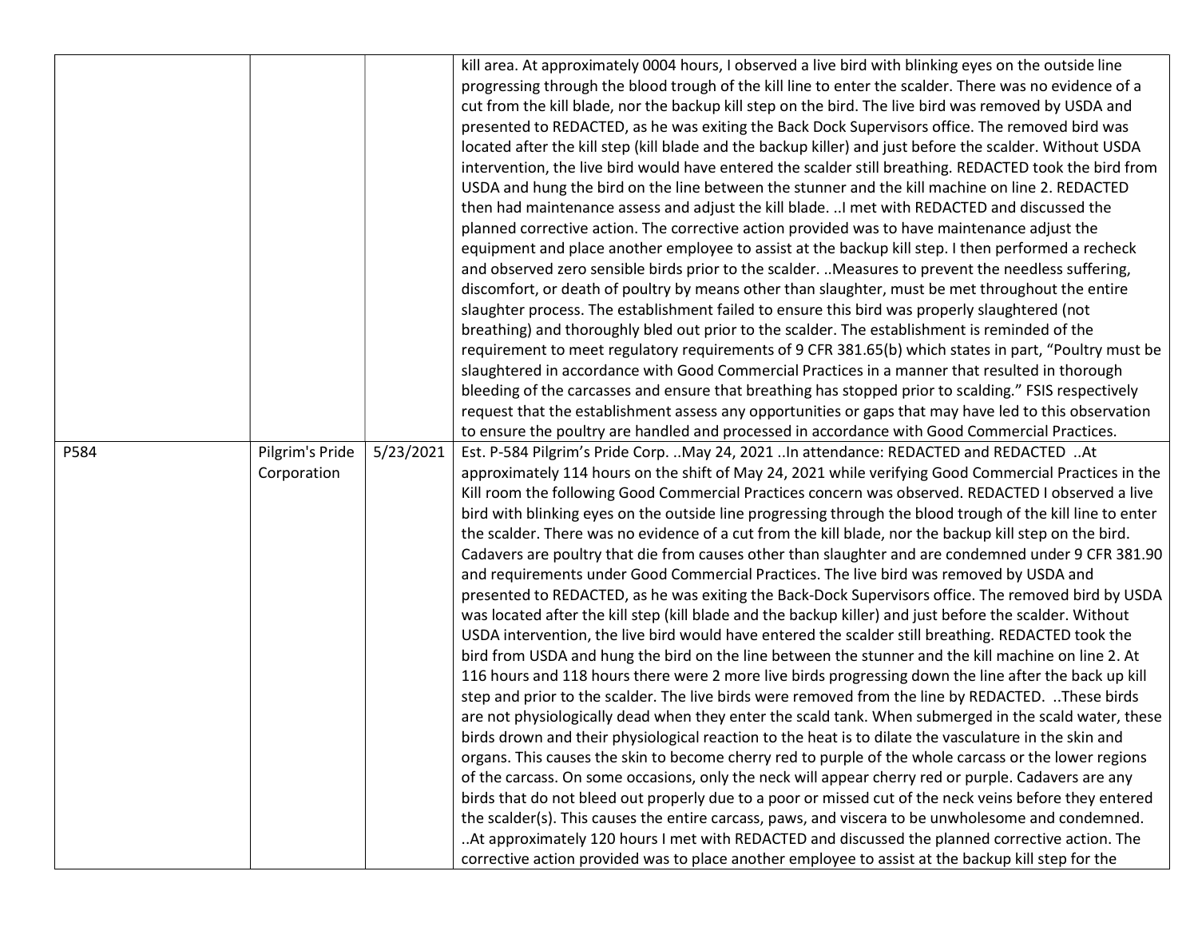| | | | |
|---|---|---|---|
| | | | kill area. At approximately 0004 hours, I observed a live bird with blinking eyes on the outside line progressing through the blood trough of the kill line to enter the scalder. There was no evidence of a cut from the kill blade, nor the backup kill step on the bird. The live bird was removed by USDA and presented to REDACTED, as he was exiting the Back Dock Supervisors office. The removed bird was located after the kill step (kill blade and the backup killer) and just before the scalder. Without USDA intervention, the live bird would have entered the scalder still breathing. REDACTED took the bird from USDA and hung the bird on the line between the stunner and the kill machine on line 2. REDACTED then had maintenance assess and adjust the kill blade. ..I met with REDACTED and discussed the planned corrective action. The corrective action provided was to have maintenance adjust the equipment and place another employee to assist at the backup kill step. I then performed a recheck and observed zero sensible birds prior to the scalder. ..Measures to prevent the needless suffering, discomfort, or death of poultry by means other than slaughter, must be met throughout the entire slaughter process. The establishment failed to ensure this bird was properly slaughtered (not breathing) and thoroughly bled out prior to the scalder. The establishment is reminded of the requirement to meet regulatory requirements of 9 CFR 381.65(b) which states in part, "Poultry must be slaughtered in accordance with Good Commercial Practices in a manner that resulted in thorough bleeding of the carcasses and ensure that breathing has stopped prior to scalding." FSIS respectively request that the establishment assess any opportunities or gaps that may have led to this observation to ensure the poultry are handled and processed in accordance with Good Commercial Practices. |
| P584 | Pilgrim's Pride Corporation | 5/23/2021 | Est. P-584 Pilgrim's Pride Corp. ..May 24, 2021 ..In attendance: REDACTED and REDACTED ..At approximately 114 hours on the shift of May 24, 2021 while verifying Good Commercial Practices in the Kill room the following Good Commercial Practices concern was observed. REDACTED I observed a live bird with blinking eyes on the outside line progressing through the blood trough of the kill line to enter the scalder. There was no evidence of a cut from the kill blade, nor the backup kill step on the bird. Cadavers are poultry that die from causes other than slaughter and are condemned under 9 CFR 381.90 and requirements under Good Commercial Practices. The live bird was removed by USDA and presented to REDACTED, as he was exiting the Back-Dock Supervisors office. The removed bird by USDA was located after the kill step (kill blade and the backup killer) and just before the scalder. Without USDA intervention, the live bird would have entered the scalder still breathing. REDACTED took the bird from USDA and hung the bird on the line between the stunner and the kill machine on line 2. At 116 hours and 118 hours there were 2 more live birds progressing down the line after the back up kill step and prior to the scalder. The live birds were removed from the line by REDACTED. ..These birds are not physiologically dead when they enter the scald tank. When submerged in the scald water, these birds drown and their physiological reaction to the heat is to dilate the vasculature in the skin and organs. This causes the skin to become cherry red to purple of the whole carcass or the lower regions of the carcass. On some occasions, only the neck will appear cherry red or purple. Cadavers are any birds that do not bleed out properly due to a poor or missed cut of the neck veins before they entered the scalder(s). This causes the entire carcass, paws, and viscera to be unwholesome and condemned. ..At approximately 120 hours I met with REDACTED and discussed the planned corrective action. The corrective action provided was to place another employee to assist at the backup kill step for the |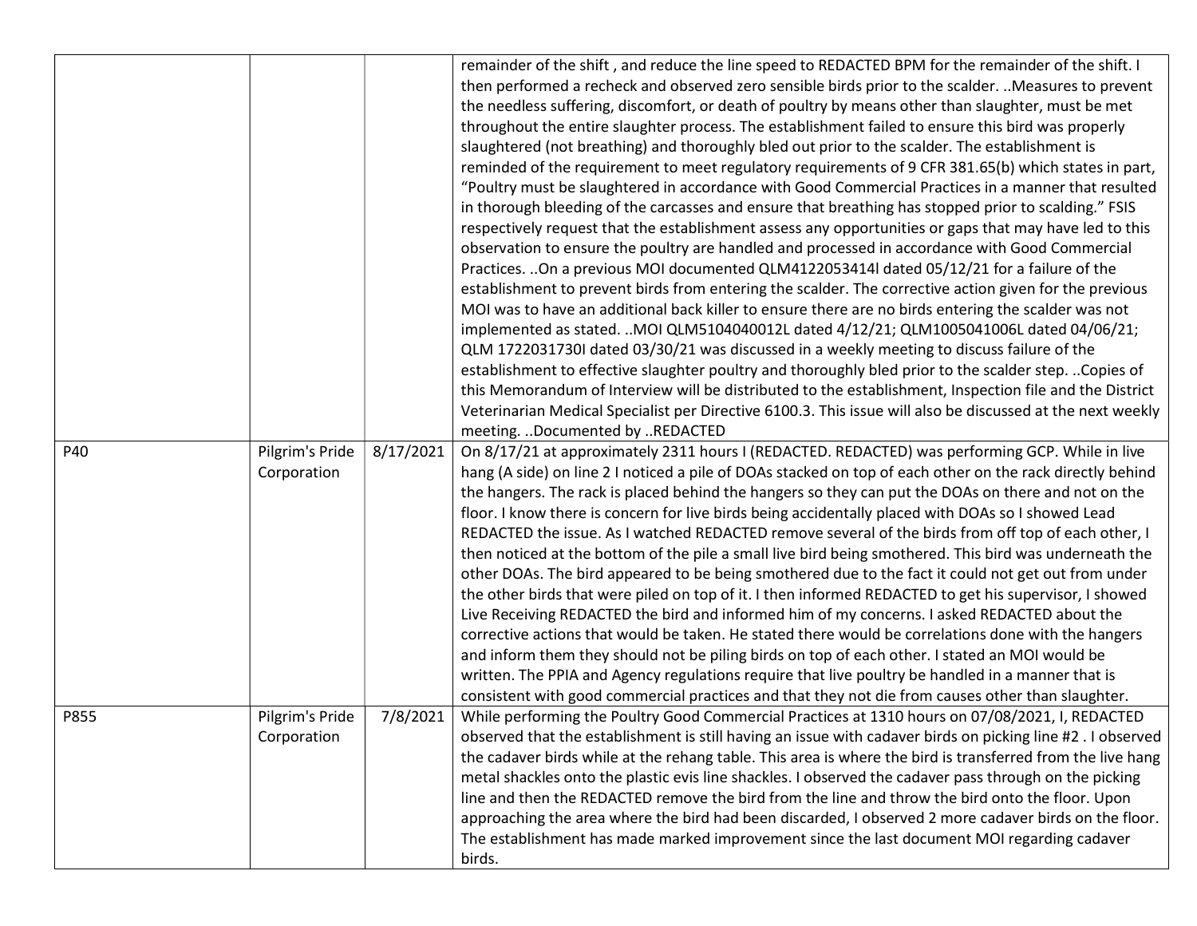| | | | |
|---|---|---|---|
| | | | remainder of the shift , and reduce the line speed to REDACTED BPM for the remainder of the shift. I then performed a recheck and observed zero sensible birds prior to the scalder. ..Measures to prevent the needless suffering, discomfort, or death of poultry by means other than slaughter, must be met throughout the entire slaughter process. The establishment failed to ensure this bird was properly slaughtered (not breathing) and thoroughly bled out prior to the scalder. The establishment is reminded of the requirement to meet regulatory requirements of 9 CFR 381.65(b) which states in part, "Poultry must be slaughtered in accordance with Good Commercial Practices in a manner that resulted in thorough bleeding of the carcasses and ensure that breathing has stopped prior to scalding." FSIS respectively request that the establishment assess any opportunities or gaps that may have led to this observation to ensure the poultry are handled and processed in accordance with Good Commercial Practices. ..On a previous MOI documented QLM4122053414l dated 05/12/21 for a failure of the establishment to prevent birds from entering the scalder. The corrective action given for the previous MOI was to have an additional back killer to ensure there are no birds entering the scalder was not implemented as stated. ..MOI QLM5104040012L dated 4/12/21; QLM1005041006L dated 04/06/21; QLM 1722031730I dated 03/30/21 was discussed in a weekly meeting to discuss failure of the establishment to effective slaughter poultry and thoroughly bled prior to the scalder step. ..Copies of this Memorandum of Interview will be distributed to the establishment, Inspection file and the District Veterinarian Medical Specialist per Directive 6100.3. This issue will also be discussed at the next weekly meeting. ..Documented by ..REDACTED |
| P40 | Pilgrim's Pride Corporation | 8/17/2021 | On 8/17/21 at approximately 2311 hours I (REDACTED. REDACTED) was performing GCP. While in live hang (A side) on line 2 I noticed a pile of DOAs stacked on top of each other on the rack directly behind the hangers. The rack is placed behind the hangers so they can put the DOAs on there and not on the floor. I know there is concern for live birds being accidentally placed with DOAs so I showed Lead REDACTED the issue. As I watched REDACTED remove several of the birds from off top of each other, I then noticed at the bottom of the pile a small live bird being smothered. This bird was underneath the other DOAs. The bird appeared to be being smothered due to the fact it could not get out from under the other birds that were piled on top of it. I then informed REDACTED to get his supervisor, I showed Live Receiving REDACTED the bird and informed him of my concerns. I asked REDACTED about the corrective actions that would be taken. He stated there would be correlations done with the hangers and inform them they should not be piling birds on top of each other. I stated an MOI would be written. The PPIA and Agency regulations require that live poultry be handled in a manner that is consistent with good commercial practices and that they not die from causes other than slaughter. |
| P855 | Pilgrim's Pride Corporation | 7/8/2021 | While performing the Poultry Good Commercial Practices at 1310 hours on 07/08/2021, I, REDACTED observed that the establishment is still having an issue with cadaver birds on picking line #2 . I observed the cadaver birds while at the rehang table. This area is where the bird is transferred from the live hang metal shackles onto the plastic evis line shackles. I observed the cadaver pass through on the picking line and then the REDACTED remove the bird from the line and throw the bird onto the floor. Upon approaching the area where the bird had been discarded, I observed 2 more cadaver birds on the floor. The establishment has made marked improvement since the last document MOI regarding cadaver birds. |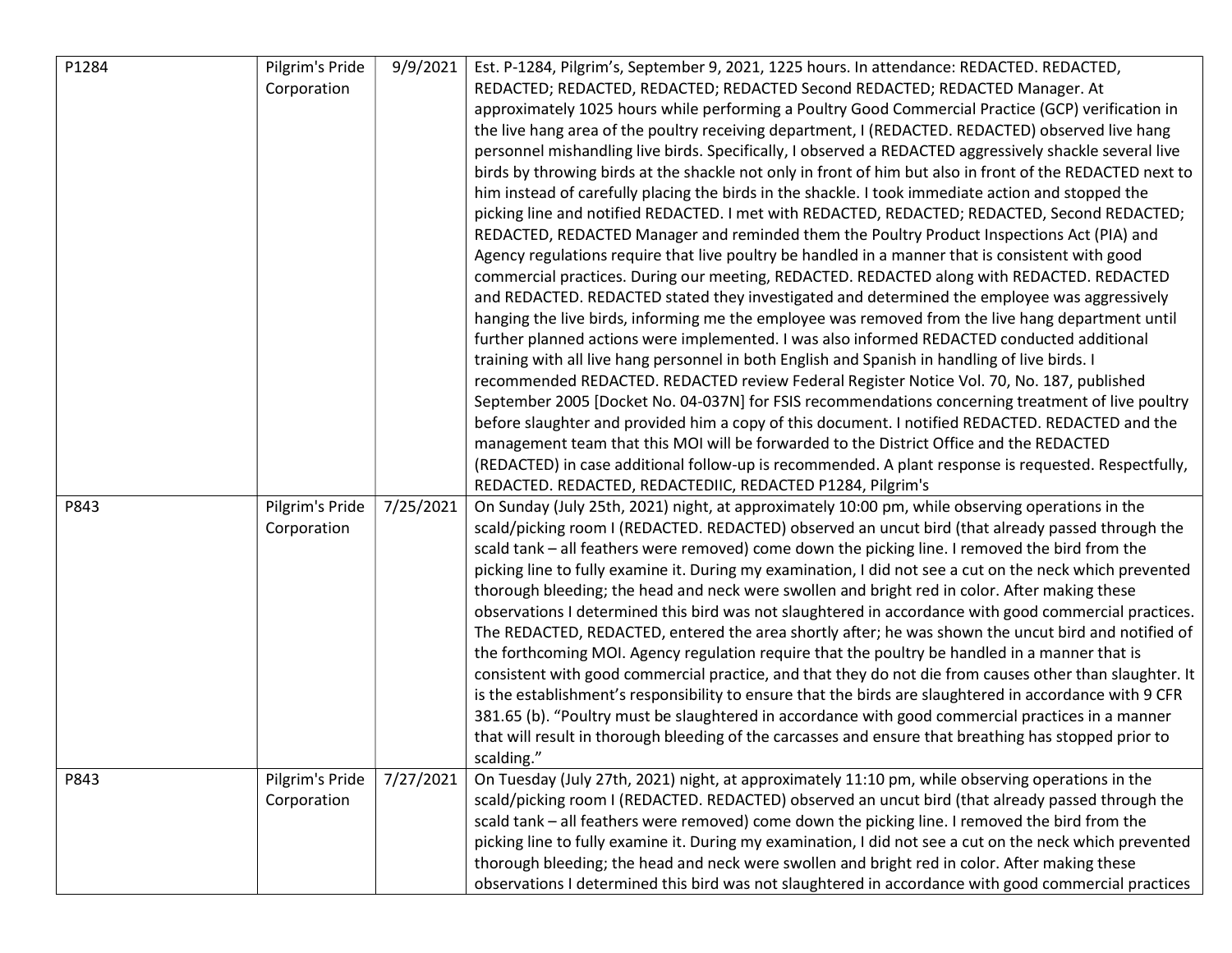| | | | |
|---|---|---|---|
| P1284 | Pilgrim's Pride Corporation | 9/9/2021 | Est. P-1284, Pilgrim's, September 9, 2021, 1225 hours. In attendance: REDACTED. REDACTED, REDACTED; REDACTED, REDACTED; REDACTED Second REDACTED; REDACTED Manager. At approximately 1025 hours while performing a Poultry Good Commercial Practice (GCP) verification in the live hang area of the poultry receiving department, I (REDACTED. REDACTED) observed live hang personnel mishandling live birds. Specifically, I observed a REDACTED aggressively shackle several live birds by throwing birds at the shackle not only in front of him but also in front of the REDACTED next to him instead of carefully placing the birds in the shackle. I took immediate action and stopped the picking line and notified REDACTED. I met with REDACTED, REDACTED; REDACTED, Second REDACTED; REDACTED, REDACTED Manager and reminded them the Poultry Product Inspections Act (PIA) and Agency regulations require that live poultry be handled in a manner that is consistent with good commercial practices. During our meeting, REDACTED. REDACTED along with REDACTED. REDACTED and REDACTED. REDACTED stated they investigated and determined the employee was aggressively hanging the live birds, informing me the employee was removed from the live hang department until further planned actions were implemented. I was also informed REDACTED conducted additional training with all live hang personnel in both English and Spanish in handling of live birds. I recommended REDACTED. REDACTED review Federal Register Notice Vol. 70, No. 187, published September 2005 [Docket No. 04-037N] for FSIS recommendations concerning treatment of live poultry before slaughter and provided him a copy of this document. I notified REDACTED. REDACTED and the management team that this MOI will be forwarded to the District Office and the REDACTED (REDACTED) in case additional follow-up is recommended. A plant response is requested. Respectfully, REDACTED. REDACTED, REDACTEDIIC, REDACTED P1284, Pilgrim's |
| P843 | Pilgrim's Pride Corporation | 7/25/2021 | On Sunday (July 25th, 2021) night, at approximately 10:00 pm, while observing operations in the scald/picking room I (REDACTED. REDACTED) observed an uncut bird (that already passed through the scald tank – all feathers were removed) come down the picking line. I removed the bird from the picking line to fully examine it. During my examination, I did not see a cut on the neck which prevented thorough bleeding; the head and neck were swollen and bright red in color. After making these observations I determined this bird was not slaughtered in accordance with good commercial practices. The REDACTED, REDACTED, entered the area shortly after; he was shown the uncut bird and notified of the forthcoming MOI. Agency regulation require that the poultry be handled in a manner that is consistent with good commercial practice, and that they do not die from causes other than slaughter. It is the establishment's responsibility to ensure that the birds are slaughtered in accordance with 9 CFR 381.65 (b). "Poultry must be slaughtered in accordance with good commercial practices in a manner that will result in thorough bleeding of the carcasses and ensure that breathing has stopped prior to scalding." |
| P843 | Pilgrim's Pride Corporation | 7/27/2021 | On Tuesday (July 27th, 2021) night, at approximately 11:10 pm, while observing operations in the scald/picking room I (REDACTED. REDACTED) observed an uncut bird (that already passed through the scald tank – all feathers were removed) come down the picking line. I removed the bird from the picking line to fully examine it. During my examination, I did not see a cut on the neck which prevented thorough bleeding; the head and neck were swollen and bright red in color. After making these observations I determined this bird was not slaughtered in accordance with good commercial practices |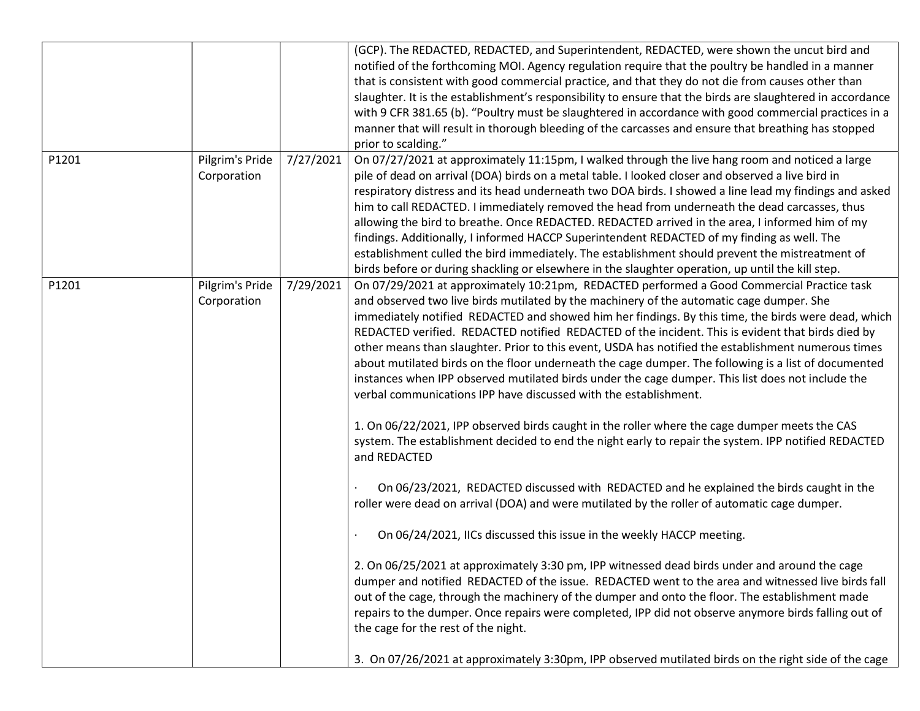| | | | |
|---|---|---|---|
| | | | (GCP). The REDACTED, REDACTED, and Superintendent, REDACTED, were shown the uncut bird and notified of the forthcoming MOI. Agency regulation require that the poultry be handled in a manner that is consistent with good commercial practice, and that they do not die from causes other than slaughter. It is the establishment's responsibility to ensure that the birds are slaughtered in accordance with 9 CFR 381.65 (b). "Poultry must be slaughtered in accordance with good commercial practices in a manner that will result in thorough bleeding of the carcasses and ensure that breathing has stopped prior to scalding." |
| P1201 | Pilgrim's Pride Corporation | 7/27/2021 | On 07/27/2021 at approximately 11:15pm, I walked through the live hang room and noticed a large pile of dead on arrival (DOA) birds on a metal table. I looked closer and observed a live bird in respiratory distress and its head underneath two DOA birds. I showed a line lead my findings and asked him to call REDACTED. I immediately removed the head from underneath the dead carcasses, thus allowing the bird to breathe. Once REDACTED. REDACTED arrived in the area, I informed him of my findings. Additionally, I informed HACCP Superintendent REDACTED of my finding as well. The establishment culled the bird immediately. The establishment should prevent the mistreatment of birds before or during shackling or elsewhere in the slaughter operation, up until the kill step. |
| P1201 | Pilgrim's Pride Corporation | 7/29/2021 | On 07/29/2021 at approximately 10:21pm, REDACTED performed a Good Commercial Practice task and observed two live birds mutilated by the machinery of the automatic cage dumper. She immediately notified REDACTED and showed him her findings. By this time, the birds were dead, which REDACTED verified. REDACTED notified REDACTED of the incident. This is evident that birds died by other means than slaughter. Prior to this event, USDA has notified the establishment numerous times about mutilated birds on the floor underneath the cage dumper. The following is a list of documented instances when IPP observed mutilated birds under the cage dumper. This list does not include the verbal communications IPP have discussed with the establishment.<br><br>1. On 06/22/2021, IPP observed birds caught in the roller where the cage dumper meets the CAS system. The establishment decided to end the night early to repair the system. IPP notified REDACTED and REDACTED<br><br>· On 06/23/2021, REDACTED discussed with REDACTED and he explained the birds caught in the roller were dead on arrival (DOA) and were mutilated by the roller of automatic cage dumper.<br><br>· On 06/24/2021, IICs discussed this issue in the weekly HACCP meeting.<br><br>2. On 06/25/2021 at approximately 3:30 pm, IPP witnessed dead birds under and around the cage dumper and notified REDACTED of the issue. REDACTED went to the area and witnessed live birds fall out of the cage, through the machinery of the dumper and onto the floor. The establishment made repairs to the dumper. Once repairs were completed, IPP did not observe anymore birds falling out of the cage for the rest of the night.<br><br>3. On 07/26/2021 at approximately 3:30pm, IPP observed mutilated birds on the right side of the cage |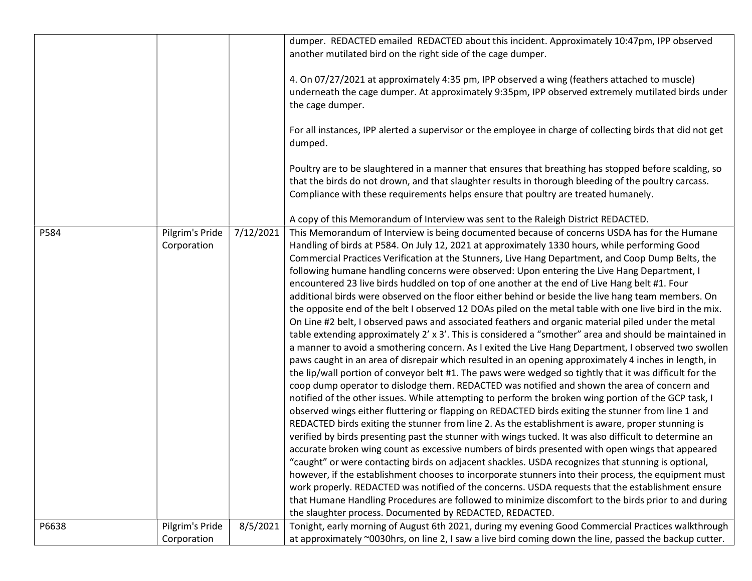| | | | |
|---|---|---|---|
| | | | dumper. REDACTED emailed REDACTED about this incident. Approximately 10:47pm, IPP observed another mutilated bird on the right side of the cage dumper.<br><br>4. On 07/27/2021 at approximately 4:35 pm, IPP observed a wing (feathers attached to muscle) underneath the cage dumper. At approximately 9:35pm, IPP observed extremely mutilated birds under the cage dumper.<br><br>For all instances, IPP alerted a supervisor or the employee in charge of collecting birds that did not get dumped.<br><br>Poultry are to be slaughtered in a manner that ensures that breathing has stopped before scalding, so that the birds do not drown, and that slaughter results in thorough bleeding of the poultry carcass. Compliance with these requirements helps ensure that poultry are treated humanely.<br><br>A copy of this Memorandum of Interview was sent to the Raleigh District REDACTED. |
| P584 | Pilgrim's Pride Corporation | 7/12/2021 | This Memorandum of Interview is being documented because of concerns USDA has for the Humane Handling of birds at P584. On July 12, 2021 at approximately 1330 hours, while performing Good Commercial Practices Verification at the Stunners, Live Hang Department, and Coop Dump Belts, the following humane handling concerns were observed: Upon entering the Live Hang Department, I encountered 23 live birds huddled on top of one another at the end of Live Hang belt #1. Four additional birds were observed on the floor either behind or beside the live hang team members. On the opposite end of the belt I observed 12 DOAs piled on the metal table with one live bird in the mix. On Line #2 belt, I observed paws and associated feathers and organic material piled under the metal table extending approximately 2' x 3'. This is considered a "smother" area and should be maintained in a manner to avoid a smothering concern. As I exited the Live Hang Department, I observed two swollen paws caught in an area of disrepair which resulted in an opening approximately 4 inches in length, in the lip/wall portion of conveyor belt #1. The paws were wedged so tightly that it was difficult for the coop dump operator to dislodge them. REDACTED was notified and shown the area of concern and notified of the other issues. While attempting to perform the broken wing portion of the GCP task, I observed wings either fluttering or flapping on REDACTED birds exiting the stunner from line 1 and REDACTED birds exiting the stunner from line 2. As the establishment is aware, proper stunning is verified by birds presenting past the stunner with wings tucked. It was also difficult to determine an accurate broken wing count as excessive numbers of birds presented with open wings that appeared "caught" or were contacting birds on adjacent shackles. USDA recognizes that stunning is optional, however, if the establishment chooses to incorporate stunners into their process, the equipment must work properly. REDACTED was notified of the concerns. USDA requests that the establishment ensure that Humane Handling Procedures are followed to minimize discomfort to the birds prior to and during the slaughter process. Documented by REDACTED, REDACTED. |
| P6638 | Pilgrim's Pride Corporation | 8/5/2021 | Tonight, early morning of August 6th 2021, during my evening Good Commercial Practices walkthrough at approximately ~0030hrs, on line 2, I saw a live bird coming down the line, passed the backup cutter. |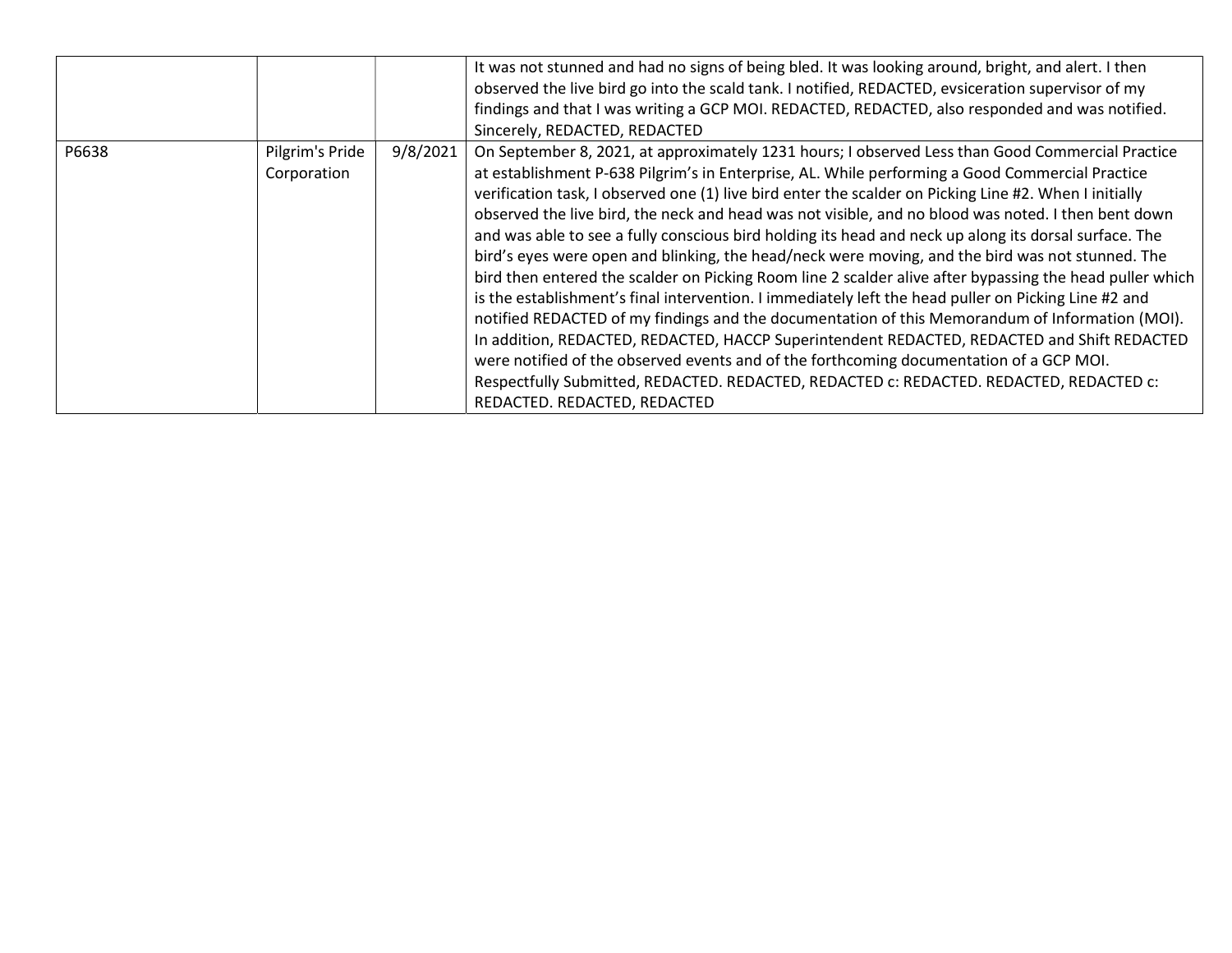| | | | |
|---|---|---|---|
| | | | It was not stunned and had no signs of being bled. It was looking around, bright, and alert. I then observed the live bird go into the scald tank. I notified, REDACTED, evsiceration supervisor of my findings and that I was writing a GCP MOI. REDACTED, REDACTED, also responded and was notified. Sincerely, REDACTED, REDACTED |
| P6638 | Pilgrim's Pride Corporation | 9/8/2021 | On September 8, 2021, at approximately 1231 hours; I observed Less than Good Commercial Practice at establishment P-638 Pilgrim's in Enterprise, AL. While performing a Good Commercial Practice verification task, I observed one (1) live bird enter the scalder on Picking Line #2. When I initially observed the live bird, the neck and head was not visible, and no blood was noted. I then bent down and was able to see a fully conscious bird holding its head and neck up along its dorsal surface. The bird's eyes were open and blinking, the head/neck were moving, and the bird was not stunned. The bird then entered the scalder on Picking Room line 2 scalder alive after bypassing the head puller which is the establishment's final intervention. I immediately left the head puller on Picking Line #2 and notified REDACTED of my findings and the documentation of this Memorandum of Information (MOI). In addition, REDACTED, REDACTED, HACCP Superintendent REDACTED, REDACTED and Shift REDACTED were notified of the observed events and of the forthcoming documentation of a GCP MOI. Respectfully Submitted, REDACTED. REDACTED, REDACTED c: REDACTED. REDACTED, REDACTED c: REDACTED. REDACTED, REDACTED |